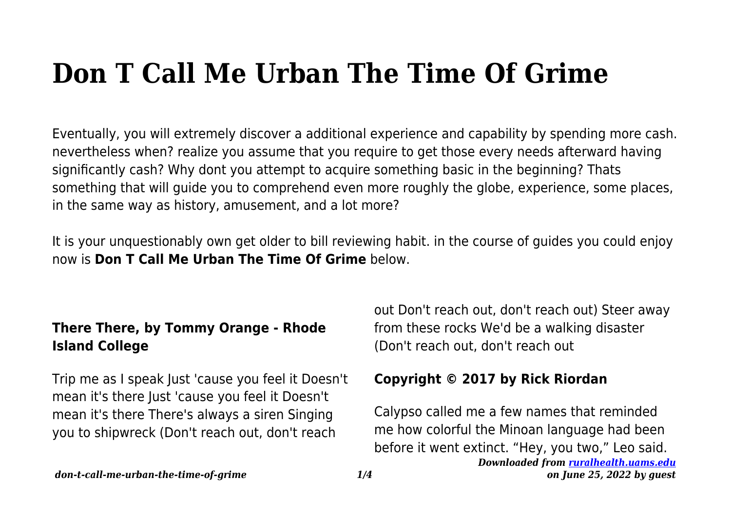# Don T Call Me Urban The Time Of Grime

Eventually, you will extremely discover a additional experience and capability by spending more cash. nevertheless when? realize you assume that you require to get those every needs afterward having significantly cash? Why dont you attempt to acquire something basic in the beginning? Thats something that will guide you to comprehend even more roughly the globe, experience, some places, in the same way as history, amusement, and a lot more?

It is your unquestionably own get older to bill reviewing habit. in the course of guides you could enjoy now is **Don T Call Me Urban The Time Of Grime** below.

### There There, by Tommy Orange - Rhode Island College

Trip me as I speak Just 'cause you feel it Doesn't mean it's there Just 'cause you feel it Doesn't mean it's there There's always a siren Singing you to shipwreck (Don't reach out, don't reach out Don't reach out, don't reach out) Steer away from these rocks We'd be a walking disaster (Don't reach out, don't reach out

### Copyright © 2017 by Rick Riordan

Calypso called me a few names that reminded me how colorful the Minoan language had been before it went extinct. "Hey, you two," Leo said.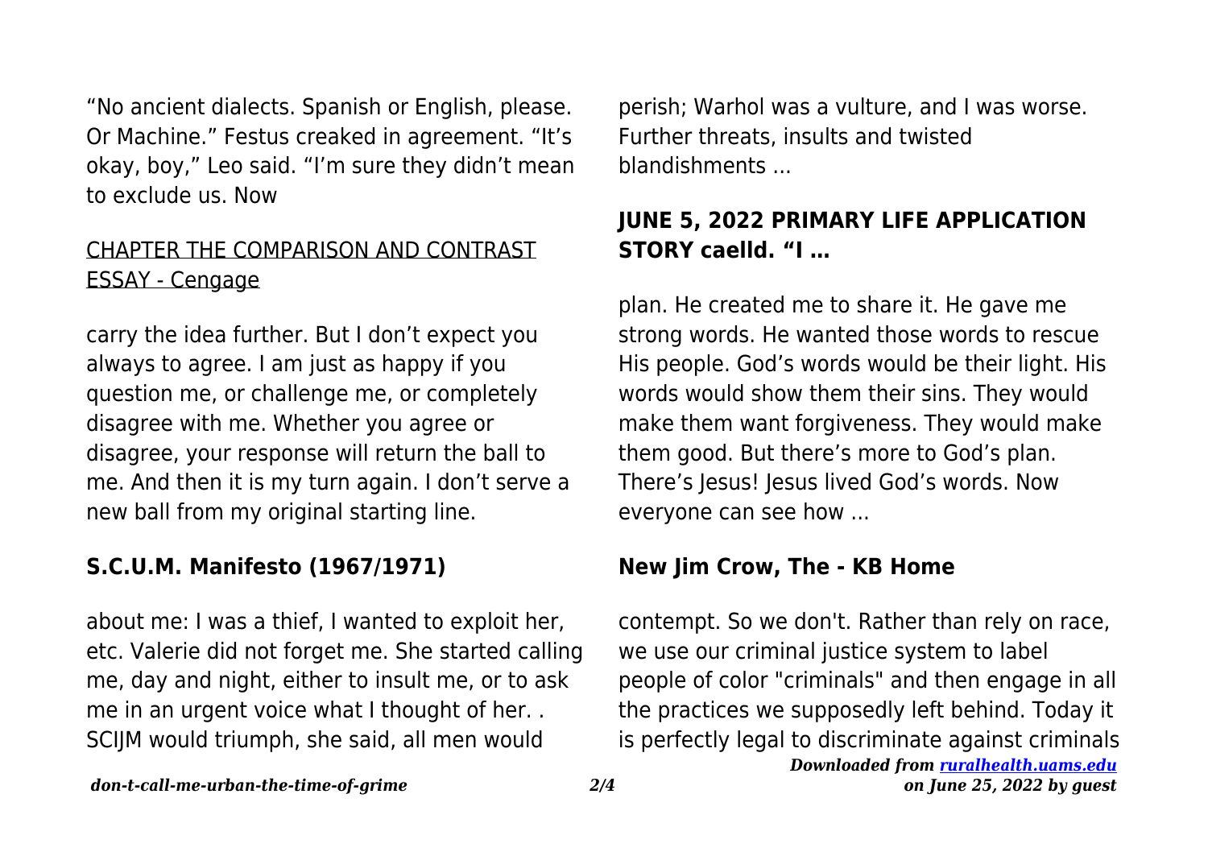"No ancient dialects. Spanish or English, please. Or Machine." Festus creaked in agreement. "It's okay, boy," Leo said. "I'm sure they didn't mean to exclude us. Now

## CHAPTER THE COMPARISON AND CONTRAST ESSAY - Cengage

carry the idea further. But I don't expect you always to agree. I am just as happy if you question me, or challenge me, or completely disagree with me. Whether you agree or disagree, your response will return the ball to me. And then it is my turn again. I don't serve a new ball from my original starting line.

## S.C.U.M. Manifesto (1967/1971)

about me: I was a thief, I wanted to exploit her, etc. Valerie did not forget me. She started calling me, day and night, either to insult me, or to ask me in an urgent voice what I thought of her. . SCIJM would triumph, she said, all men would perish; Warhol was a vulture, and I was worse. Further threats, insults and twisted blandishments ...

## JUNE 5, 2022 PRIMARY LIFE APPLICATION STORY caelld. "I …

plan. He created me to share it. He gave me strong words. He wanted those words to rescue His people. God's words would be their light. His words would show them their sins. They would make them want forgiveness. They would make them good. But there's more to God's plan. There's Jesus! Jesus lived God's words. Now everyone can see how ...

## New Jim Crow, The - KB Home

contempt. So we don't. Rather than rely on race, we use our criminal justice system to label people of color "criminals" and then engage in all the practices we supposedly left behind. Today it is perfectly legal to discriminate against criminals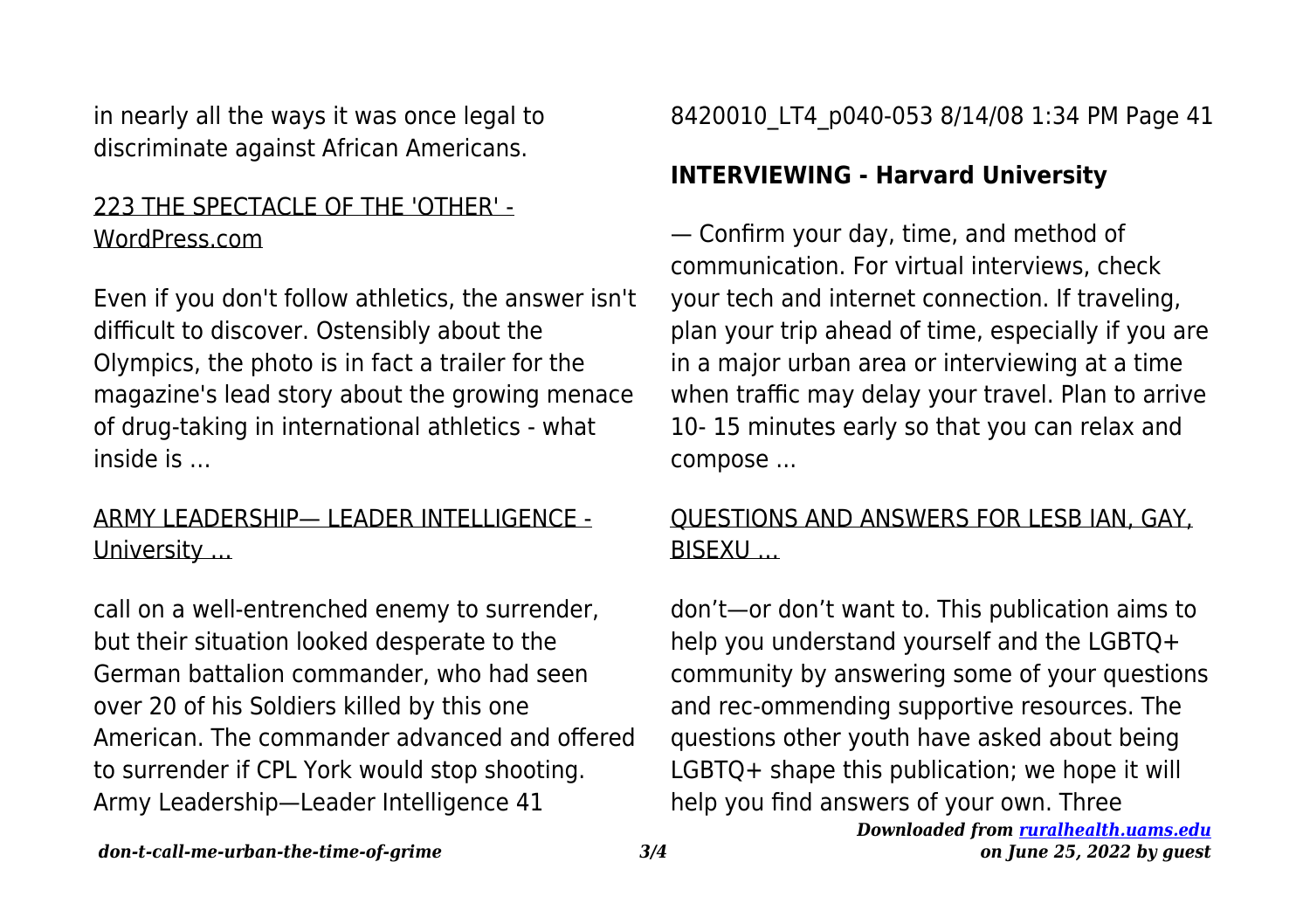in nearly all the ways it was once legal to discriminate against African Americans.

[223 THE SPECTACLE OF THE 'OTHER' - WordPress.com]

Even if you don't follow athletics, the answer isn't difficult to discover. Ostensibly about the Olympics, the photo is in fact a trailer for the magazine's lead story about the growing menace of drug-taking in international athletics - what inside is …

[ARMY LEADERSHIP— LEADER INTELLIGENCE - University …]

call on a well-entrenched enemy to surrender, but their situation looked desperate to the German battalion commander, who had seen over 20 of his Soldiers killed by this one American. The commander advanced and offered to surrender if CPL York would stop shooting. Army Leadership—Leader Intelligence 41

8420010_LT4_p040-053 8/14/08 1:34 PM Page 41

**INTERVIEWING - Harvard University**

— Confirm your day, time, and method of communication. For virtual interviews, check your tech and internet connection. If traveling, plan your trip ahead of time, especially if you are in a major urban area or interviewing at a time when traffic may delay your travel. Plan to arrive 10- 15 minutes early so that you can relax and compose …

[QUESTIONS AND ANSWERS FOR LESB IAN, GAY, BISEXU …]

don't—or don't want to. This publication aims to help you understand yourself and the LGBTQ+ community by answering some of your questions and rec-ommending supportive resources. The questions other youth have asked about being LGBTQ+ shape this publication; we hope it will help you find answers of your own. Three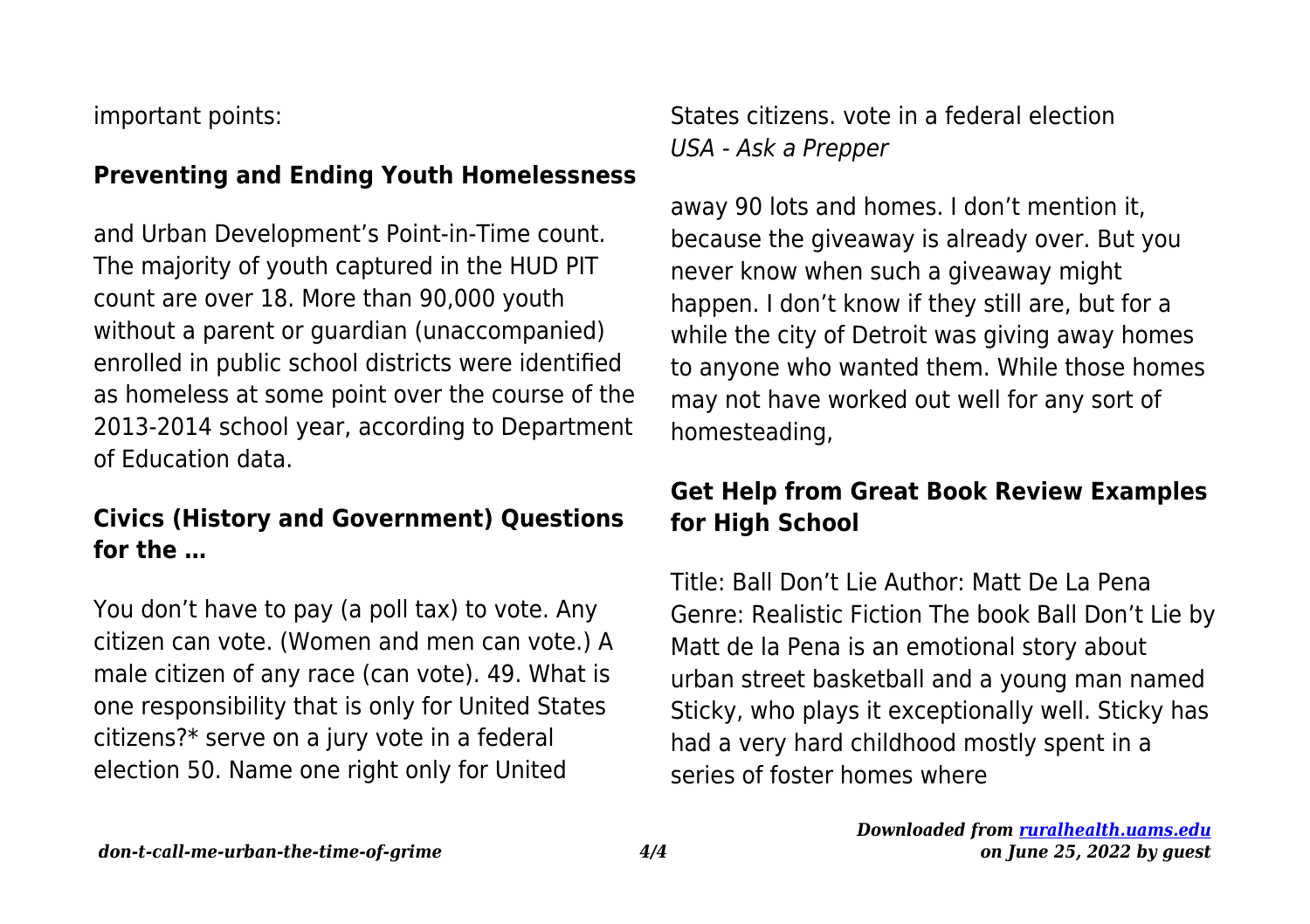important points:

### Preventing and Ending Youth Homelessness

and Urban Development's Point-in-Time count. The majority of youth captured in the HUD PIT count are over 18. More than 90,000 youth without a parent or guardian (unaccompanied) enrolled in public school districts were identified as homeless at some point over the course of the 2013-2014 school year, according to Department of Education data.

### Civics (History and Government) Questions for the …

You don't have to pay (a poll tax) to vote. Any citizen can vote. (Women and men can vote.) A male citizen of any race (can vote). 49. What is one responsibility that is only for United States citizens?* serve on a jury vote in a federal election 50. Name one right only for United States citizens. vote in a federal election

*USA - Ask a Prepper*

away 90 lots and homes. I don't mention it, because the giveaway is already over. But you never know when such a giveaway might happen. I don't know if they still are, but for a while the city of Detroit was giving away homes to anyone who wanted them. While those homes may not have worked out well for any sort of homesteading,

### Get Help from Great Book Review Examples for High School

Title: Ball Don't Lie Author: Matt De La Pena Genre: Realistic Fiction The book Ball Don't Lie by Matt de la Pena is an emotional story about urban street basketball and a young man named Sticky, who plays it exceptionally well. Sticky has had a very hard childhood mostly spent in a series of foster homes where